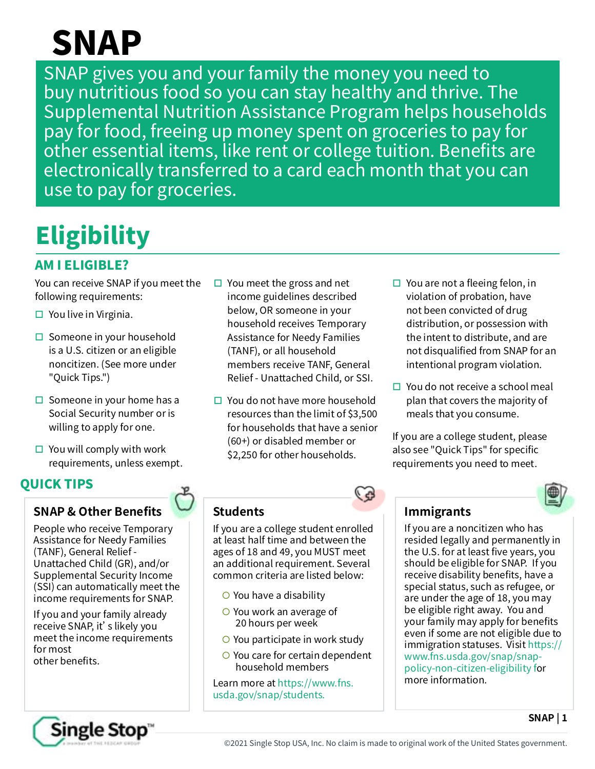# SNAP

SNAP gives you and your family the money you need to buy nutritious food so you can stay healthy and thrive. The Supplemental Nutrition Assistance Program helps households pay for food, freeing up money spent on groceries to pay for other essential items, like rent or college tuition. Benefits are electronically transferred to a card each month that you can use to pay for groceries.

## Eligibility

### AM I ELIGIBLE?

You can receive SNAP if you meet the following requirements:

- ☐ You live in Virginia.
- ☐ Someone in your household is a U.S. citizen or an eligible noncitizen. (See more under "Quick Tips.")
- ☐ Someone in your home has a Social Security number or is willing to apply for one.
- ☐ You will comply with work requirements, unless exempt.
- ☐ You meet the gross and net income guidelines described below, OR someone in your household receives Temporary Assistance for Needy Families (TANF), or all household members receive TANF, General Relief - Unattached Child, or SSI.
- ☐ You do not have more household resources than the limit of $3,500 for households that have a senior (60+) or disabled member or $2,250 for other households.
- ☐ You are not a fleeing felon, in violation of probation, have not been convicted of drug distribution, or possession with the intent to distribute, and are not disqualified from SNAP for an intentional program violation.
- ☐ You do not receive a school meal plan that covers the majority of meals that you consume.

If you are a college student, please also see "Quick Tips" for specific requirements you need to meet.

### QUICK TIPS

#### SNAP & Other Benefits

People who receive Temporary Assistance for Needy Families (TANF), General Relief - Unattached Child (GR), and/or Supplemental Security Income (SSI) can automatically meet the income requirements for SNAP.

If you and your family already receive SNAP, it's likely you meet the income requirements for most other benefits.

#### Students

If you are a college student enrolled at least half time and between the ages of 18 and 49, you MUST meet an additional requirement. Several common criteria are listed below:

- You have a disability
- You work an average of 20 hours per week
- You participate in work study
- You care for certain dependent household members

Learn more at https://www.fns.usda.gov/snap/students.

#### Immigrants

If you are a noncitizen who has resided legally and permanently in the U.S. for at least five years, you should be eligible for SNAP. If you receive disability benefits, have a special status, such as refugee, or are under the age of 18, you may be eligible right away. You and your family may apply for benefits even if some are not eligible due to immigration statuses. Visit https://www.fns.usda.gov/snap/snap-policy-non-citizen-eligibility for more information.

©2021 Single Stop USA, Inc. No claim is made to original work of the United States government.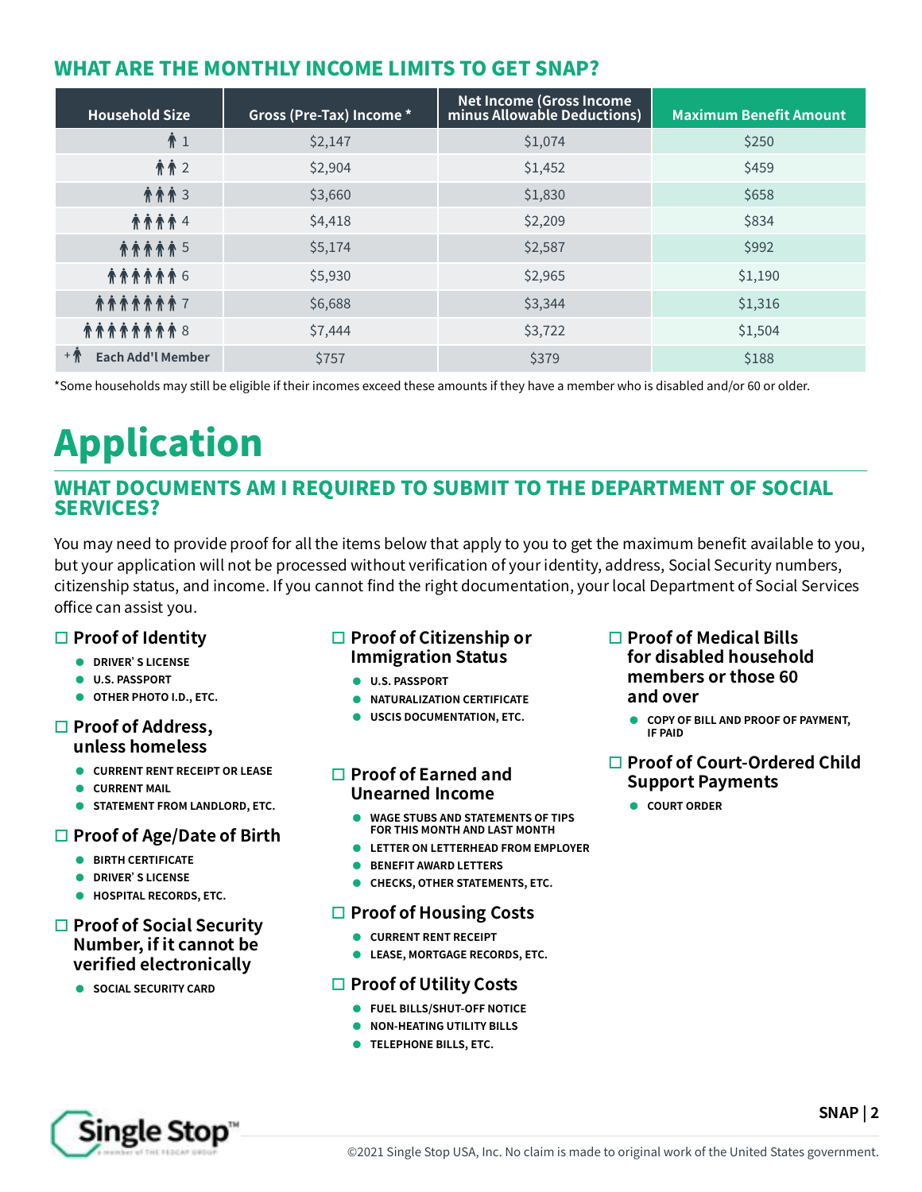## WHAT ARE THE MONTHLY INCOME LIMITS TO GET SNAP?

| Household Size | Gross (Pre-Tax) Income * | Net Income (Gross Income minus Allowable Deductions) | Maximum Benefit Amount |
|---|---|---|---|
| 1 | $2,147 | $1,074 | $250 |
| 2 | $2,904 | $1,452 | $459 |
| 3 | $3,660 | $1,830 | $658 |
| 4 | $4,418 | $2,209 | $834 |
| 5 | $5,174 | $2,587 | $992 |
| 6 | $5,930 | $2,965 | $1,190 |
| 7 | $6,688 | $3,344 | $1,316 |
| 8 | $7,444 | $3,722 | $1,504 |
| + Each Add'l Member | $757 | $379 | $188 |

*Some households may still be eligible if their incomes exceed these amounts if they have a member who is disabled and/or 60 or older.

# Application

## WHAT DOCUMENTS AM I REQUIRED TO SUBMIT TO THE DEPARTMENT OF SOCIAL SERVICES?

You may need to provide proof for all the items below that apply to you to get the maximum benefit available to you, but your application will not be processed without verification of your identity, address, Social Security numbers, citizenship status, and income. If you cannot find the right documentation, your local Department of Social Services office can assist you.

☐ **Proof of Identity**
- DRIVER'S LICENSE
- U.S. PASSPORT
- OTHER PHOTO I.D., ETC.

☐ **Proof of Address, unless homeless**
- CURRENT RENT RECEIPT OR LEASE
- CURRENT MAIL
- STATEMENT FROM LANDLORD, ETC.

☐ **Proof of Age/Date of Birth**
- BIRTH CERTIFICATE
- DRIVER'S LICENSE
- HOSPITAL RECORDS, ETC.

☐ **Proof of Social Security Number, if it cannot be verified electronically**
- SOCIAL SECURITY CARD

☐ **Proof of Citizenship or Immigration Status**
- U.S. PASSPORT
- NATURALIZATION CERTIFICATE
- USCIS DOCUMENTATION, ETC.

☐ **Proof of Earned and Unearned Income**
- WAGE STUBS AND STATEMENTS OF TIPS FOR THIS MONTH AND LAST MONTH
- LETTER ON LETTERHEAD FROM EMPLOYER
- BENEFIT AWARD LETTERS
- CHECKS, OTHER STATEMENTS, ETC.

☐ **Proof of Housing Costs**
- CURRENT RENT RECEIPT
- LEASE, MORTGAGE RECORDS, ETC.

☐ **Proof of Utility Costs**
- FUEL BILLS/SHUT-OFF NOTICE
- NON-HEATING UTILITY BILLS
- TELEPHONE BILLS, ETC.

☐ **Proof of Medical Bills for disabled household members or those 60 and over**
- COPY OF BILL AND PROOF OF PAYMENT, IF PAID

☐ **Proof of Court-Ordered Child Support Payments**
- COURT ORDER

©2021 Single Stop USA, Inc. No claim is made to original work of the United States government.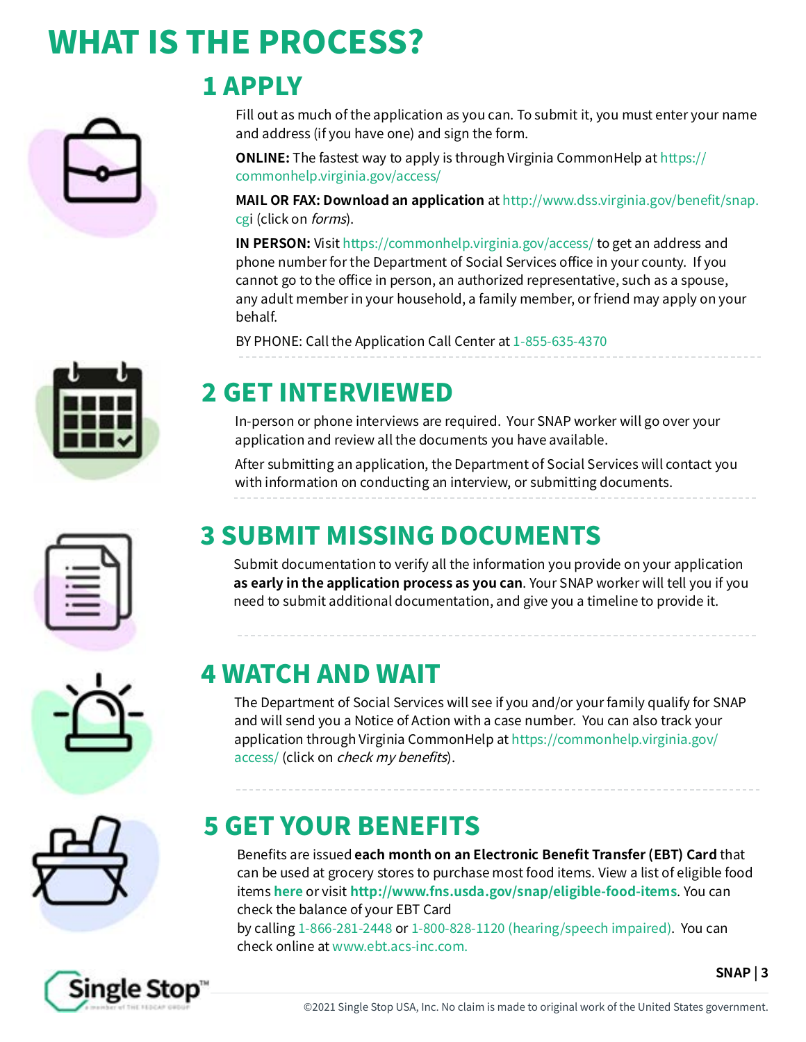# WHAT IS THE PROCESS?

## 1 APPLY

Fill out as much of the application as you can. To submit it, you must enter your name and address (if you have one) and sign the form.

**ONLINE:** The fastest way to apply is through Virginia CommonHelp at https://commonhelp.virginia.gov/access/

**MAIL OR FAX: Download an application** at http://www.dss.virginia.gov/benefit/snap.cgi (click on *forms*).

**IN PERSON:** Visit https://commonhelp.virginia.gov/access/ to get an address and phone number for the Department of Social Services office in your county. If you cannot go to the office in person, an authorized representative, such as a spouse, any adult member in your household, a family member, or friend may apply on your behalf.

BY PHONE: Call the Application Call Center at 1-855-635-4370

## 2 GET INTERVIEWED

In-person or phone interviews are required. Your SNAP worker will go over your application and review all the documents you have available.

After submitting an application, the Department of Social Services will contact you with information on conducting an interview, or submitting documents.

## 3 SUBMIT MISSING DOCUMENTS

Submit documentation to verify all the information you provide on your application **as early in the application process as you can**. Your SNAP worker will tell you if you need to submit additional documentation, and give you a timeline to provide it.

## 4 WATCH AND WAIT

The Department of Social Services will see if you and/or your family qualify for SNAP and will send you a Notice of Action with a case number. You can also track your application through Virginia CommonHelp at https://commonhelp.virginia.gov/access/ (click on *check my benefits*).

## 5 GET YOUR BENEFITS

Benefits are issued **each month on an Electronic Benefit Transfer (EBT) Card** that can be used at grocery stores to purchase most food items. View a list of eligible food items **here** or visit **http://www.fns.usda.gov/snap/eligible-food-items**. You can check the balance of your EBT Card by calling 1-866-281-2448 or 1-800-828-1120 (hearing/speech impaired). You can check online at www.ebt.acs-inc.com.

©2021 Single Stop USA, Inc. No claim is made to original work of the United States government.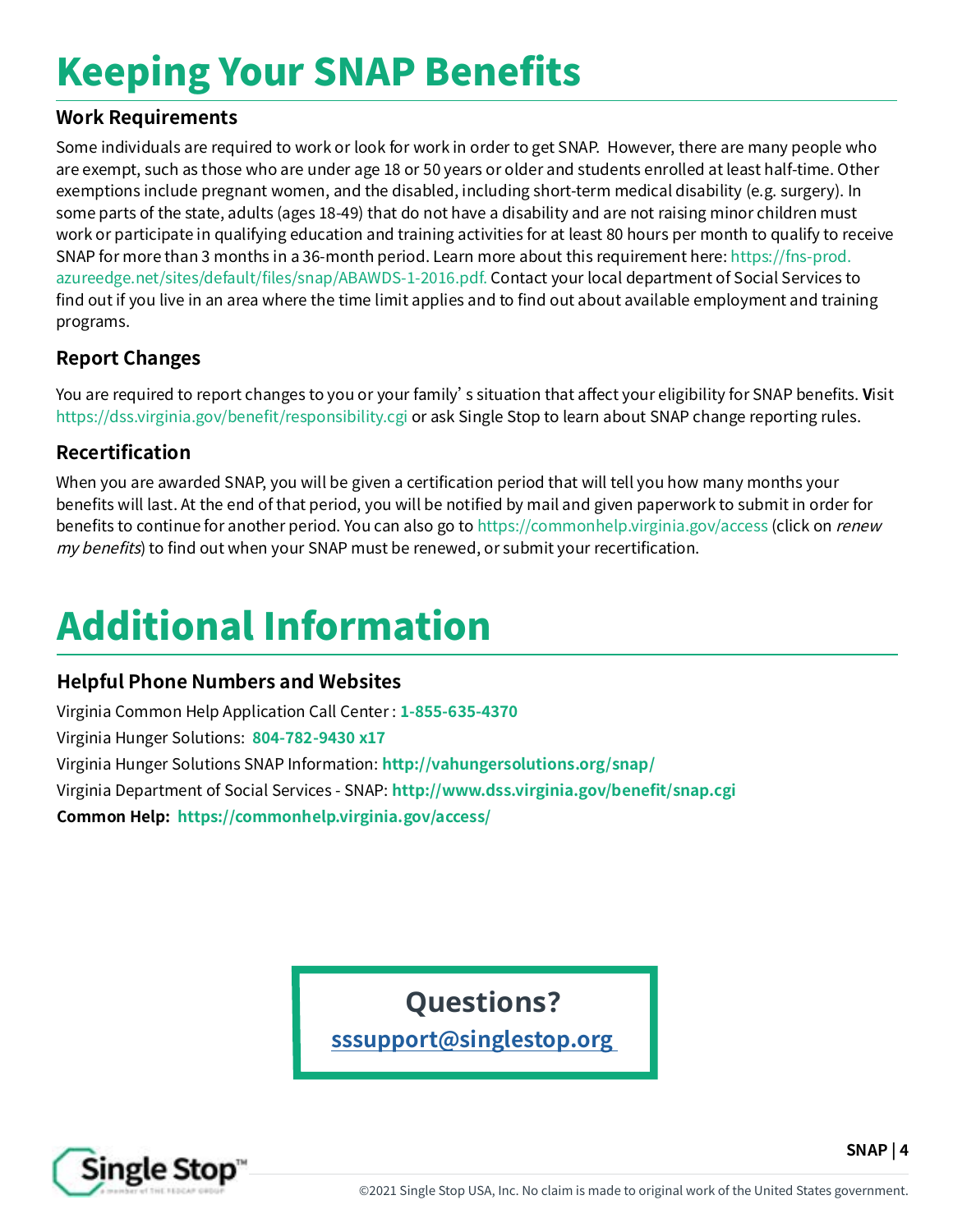# Keeping Your SNAP Benefits

### Work Requirements

Some individuals are required to work or look for work in order to get SNAP. However, there are many people who are exempt, such as those who are under age 18 or 50 years or older and students enrolled at least half-time. Other exemptions include pregnant women, and the disabled, including short-term medical disability (e.g. surgery). In some parts of the state, adults (ages 18-49) that do not have a disability and are not raising minor children must work or participate in qualifying education and training activities for at least 80 hours per month to qualify to receive SNAP for more than 3 months in a 36-month period. Learn more about this requirement here: https://fns-prod.azureedge.net/sites/default/files/snap/ABAWDS-1-2016.pdf. Contact your local department of Social Services to find out if you live in an area where the time limit applies and to find out about available employment and training programs.

### Report Changes

You are required to report changes to you or your family' s situation that affect your eligibility for SNAP benefits. **V**isit https://dss.virginia.gov/benefit/responsibility.cgi or ask Single Stop to learn about SNAP change reporting rules.

### Recertification

When you are awarded SNAP, you will be given a certification period that will tell you how many months your benefits will last. At the end of that period, you will be notified by mail and given paperwork to submit in order for benefits to continue for another period. You can also go to https://commonhelp.virginia.gov/access (click on *renew my benefits*) to find out when your SNAP must be renewed, or submit your recertification.

# Additional Information

### Helpful Phone Numbers and Websites

Virginia Common Help Application Call Center : **1-855-635-4370**

Virginia Hunger Solutions: **804-782-9430 x17**

Virginia Hunger Solutions SNAP Information: **http://vahungersolutions.org/snap/**

Virginia Department of Social Services - SNAP: **http://www.dss.virginia.gov/benefit/snap.cgi**

**Common Help: https://commonhelp.virginia.gov/access/**

**Questions?**

**sssupport@singlestop.org**

©2021 Single Stop USA, Inc. No claim is made to original work of the United States government.